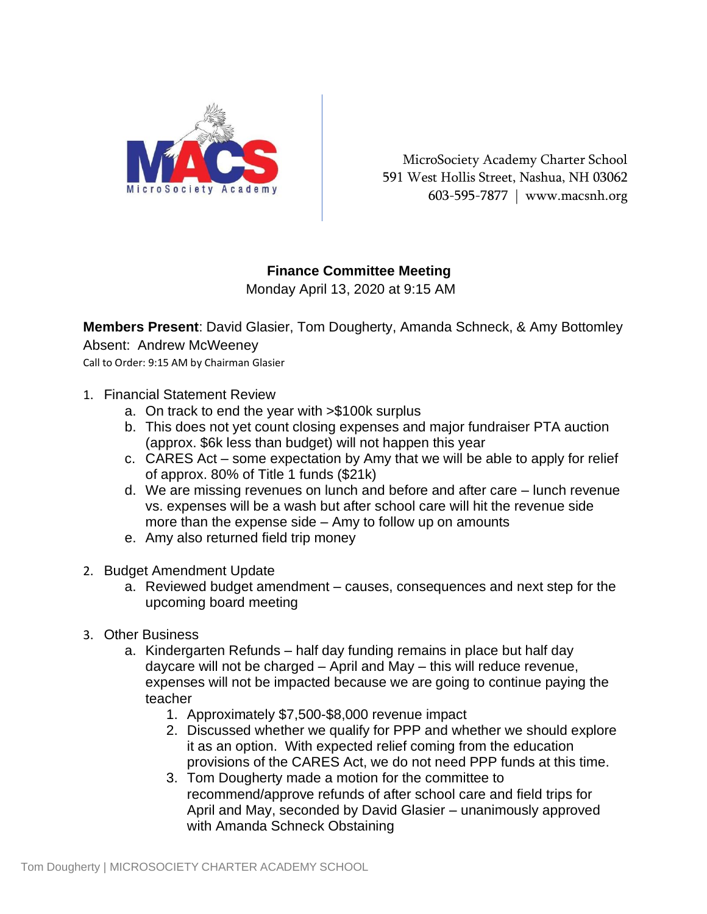MicroSociety Academy Charter School
591 West Hollis Street, Nashua, NH 03062
603-595-7877 | www.macsnh.org

**Finance Committee Meeting**
Monday April 13, 2020 at 9:15 AM

**Members Present**: David Glasier, Tom Dougherty, Amanda Schneck, & Amy Bottomley
Absent: Andrew McWeeney
Call to Order: 9:15 AM by Chairman Glasier

1. Financial Statement Review
   a. On track to end the year with >$100k surplus
   b. This does not yet count closing expenses and major fundraiser PTA auction (approx. $6k less than budget) will not happen this year
   c. CARES Act – some expectation by Amy that we will be able to apply for relief of approx. 80% of Title 1 funds ($21k)
   d. We are missing revenues on lunch and before and after care – lunch revenue vs. expenses will be a wash but after school care will hit the revenue side more than the expense side – Amy to follow up on amounts
   e. Amy also returned field trip money

2. Budget Amendment Update
   a. Reviewed budget amendment – causes, consequences and next step for the upcoming board meeting

3. Other Business
   a. Kindergarten Refunds – half day funding remains in place but half day daycare will not be charged – April and May – this will reduce revenue, expenses will not be impacted because we are going to continue paying the teacher
      1. Approximately $7,500-$8,000 revenue impact
      2. Discussed whether we qualify for PPP and whether we should explore it as an option. With expected relief coming from the education provisions of the CARES Act, we do not need PPP funds at this time.
      3. Tom Dougherty made a motion for the committee to recommend/approve refunds of after school care and field trips for April and May, seconded by David Glasier – unanimously approved with Amanda Schneck Obstaining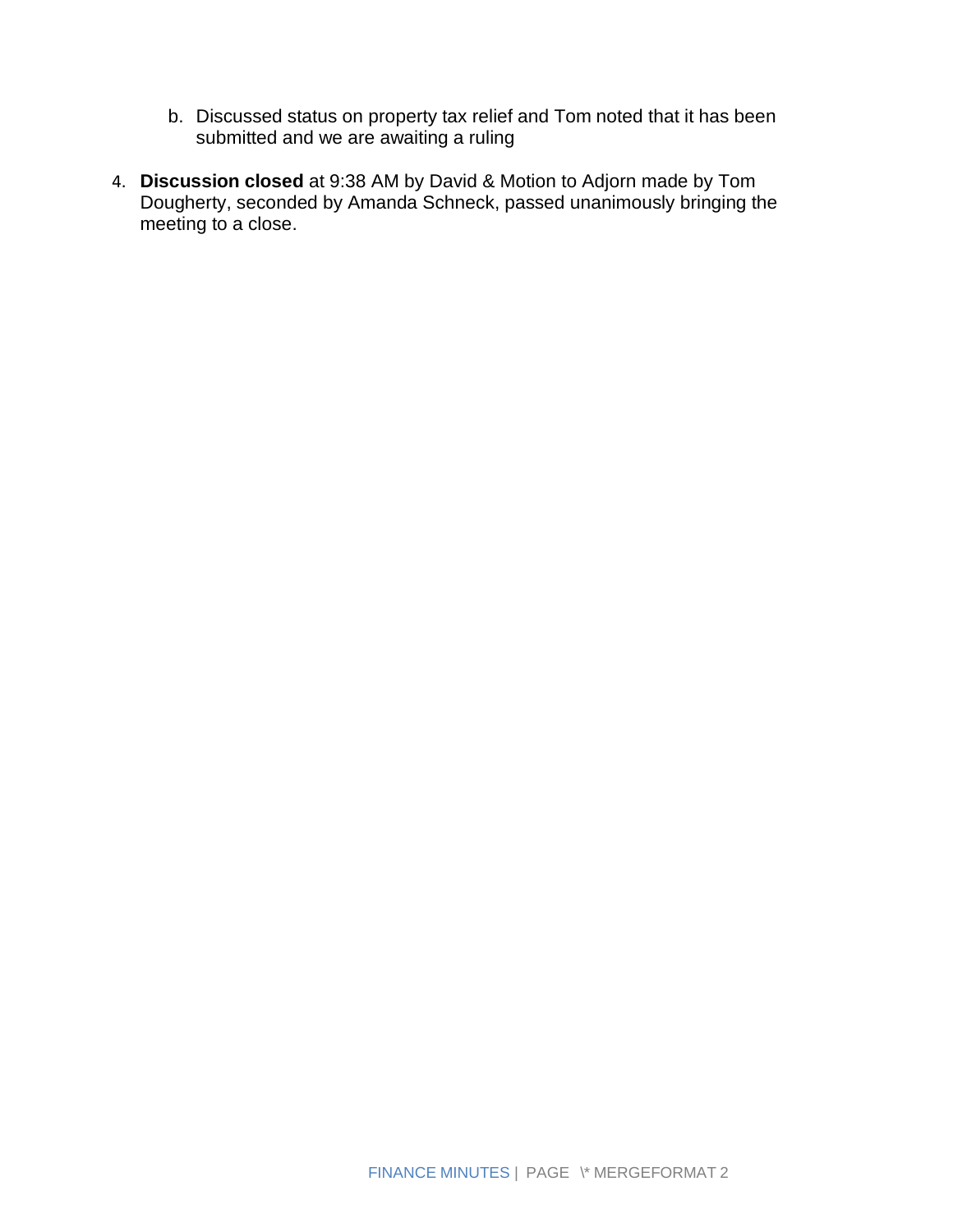b. Discussed status on property tax relief and Tom noted that it has been submitted and we are awaiting a ruling

4. **Discussion closed** at 9:38 AM by David & Motion to Adjorn made by Tom Dougherty, seconded by Amanda Schneck, passed unanimously bringing the meeting to a close.